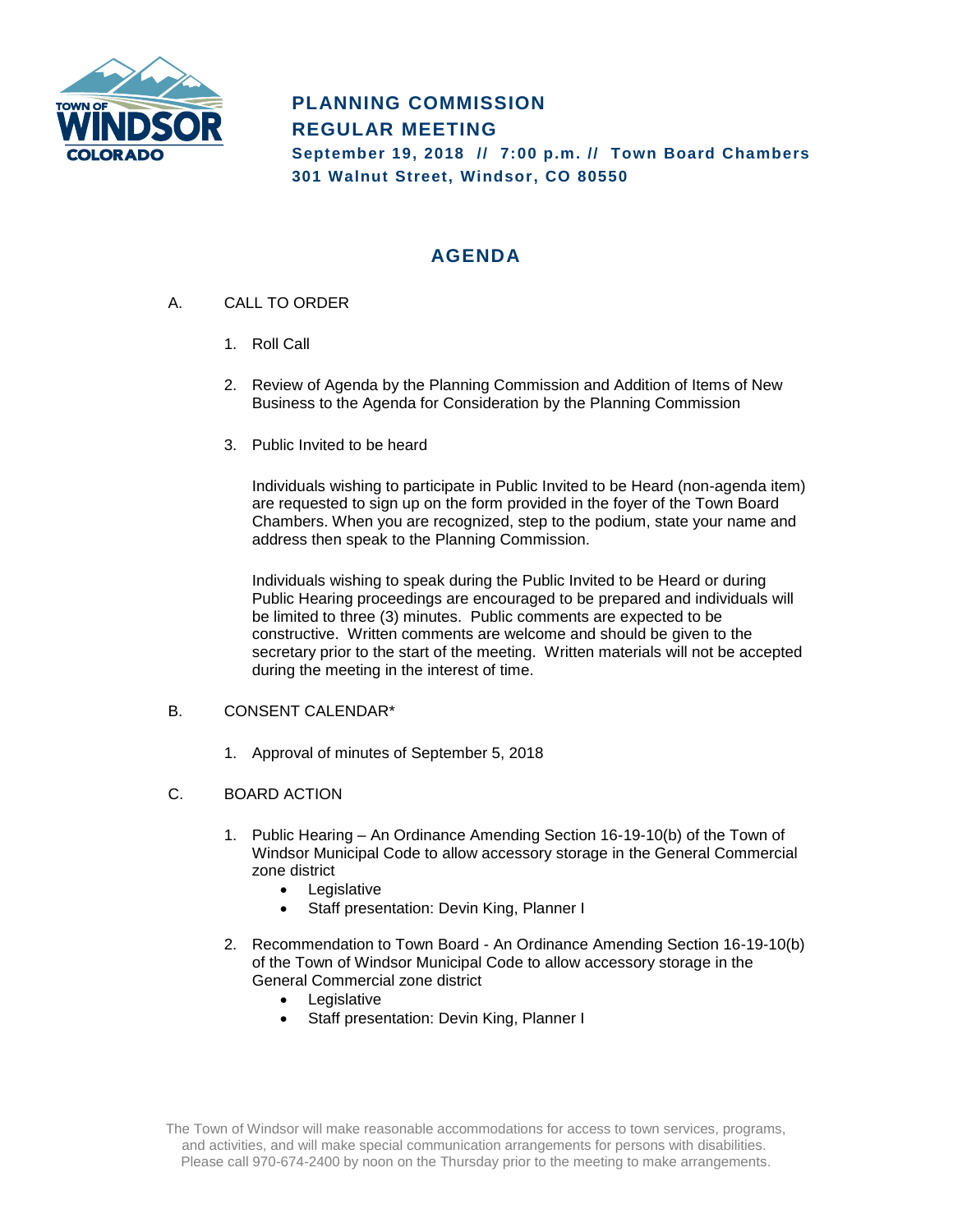# PLANNING COMMISSION REGULAR MEETING

**September 19, 2018 // 7:00 p.m. // Town Board Chambers**
**301 Walnut Street, Windsor, CO 80550**

## AGENDA

A. CALL TO ORDER

1. Roll Call

2. Review of Agenda by the Planning Commission and Addition of Items of New Business to the Agenda for Consideration by the Planning Commission

3. Public Invited to be heard

   Individuals wishing to participate in Public Invited to be Heard (non-agenda item) are requested to sign up on the form provided in the foyer of the Town Board Chambers. When you are recognized, step to the podium, state your name and address then speak to the Planning Commission.

   Individuals wishing to speak during the Public Invited to be Heard or during Public Hearing proceedings are encouraged to be prepared and individuals will be limited to three (3) minutes. Public comments are expected to be constructive. Written comments are welcome and should be given to the secretary prior to the start of the meeting. Written materials will not be accepted during the meeting in the interest of time.

B. CONSENT CALENDAR*

1. Approval of minutes of September 5, 2018

C. BOARD ACTION

1. Public Hearing – An Ordinance Amending Section 16-19-10(b) of the Town of Windsor Municipal Code to allow accessory storage in the General Commercial zone district
   - Legislative
   - Staff presentation: Devin King, Planner I

2. Recommendation to Town Board - An Ordinance Amending Section 16-19-10(b) of the Town of Windsor Municipal Code to allow accessory storage in the General Commercial zone district
   - Legislative
   - Staff presentation: Devin King, Planner I

The Town of Windsor will make reasonable accommodations for access to town services, programs, and activities, and will make special communication arrangements for persons with disabilities. Please call 970-674-2400 by noon on the Thursday prior to the meeting to make arrangements.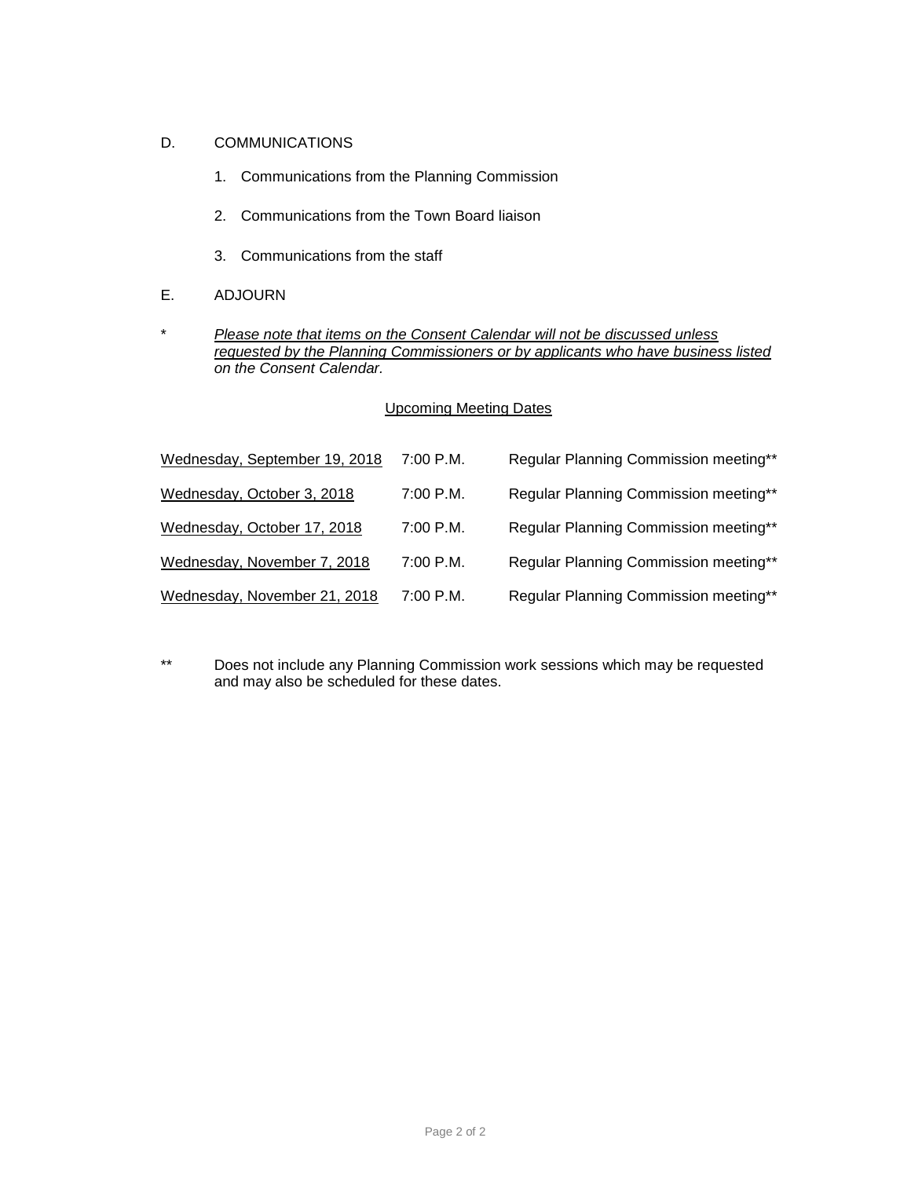D. COMMUNICATIONS

1. Communications from the Planning Commission

2. Communications from the Town Board liaison

3. Communications from the staff

E. ADJOURN

\* *Please note that items on the Consent Calendar will not be discussed unless requested by the Planning Commissioners or by applicants who have business listed on the Consent Calendar.*

Upcoming Meeting Dates

| | | |
|---|---|---|
| Wednesday, September 19, 2018 | 7:00 P.M. | Regular Planning Commission meeting** |
| Wednesday, October 3, 2018 | 7:00 P.M. | Regular Planning Commission meeting** |
| Wednesday, October 17, 2018 | 7:00 P.M. | Regular Planning Commission meeting** |
| Wednesday, November 7, 2018 | 7:00 P.M. | Regular Planning Commission meeting** |
| Wednesday, November 21, 2018 | 7:00 P.M. | Regular Planning Commission meeting** |

** Does not include any Planning Commission work sessions which may be requested and may also be scheduled for these dates.